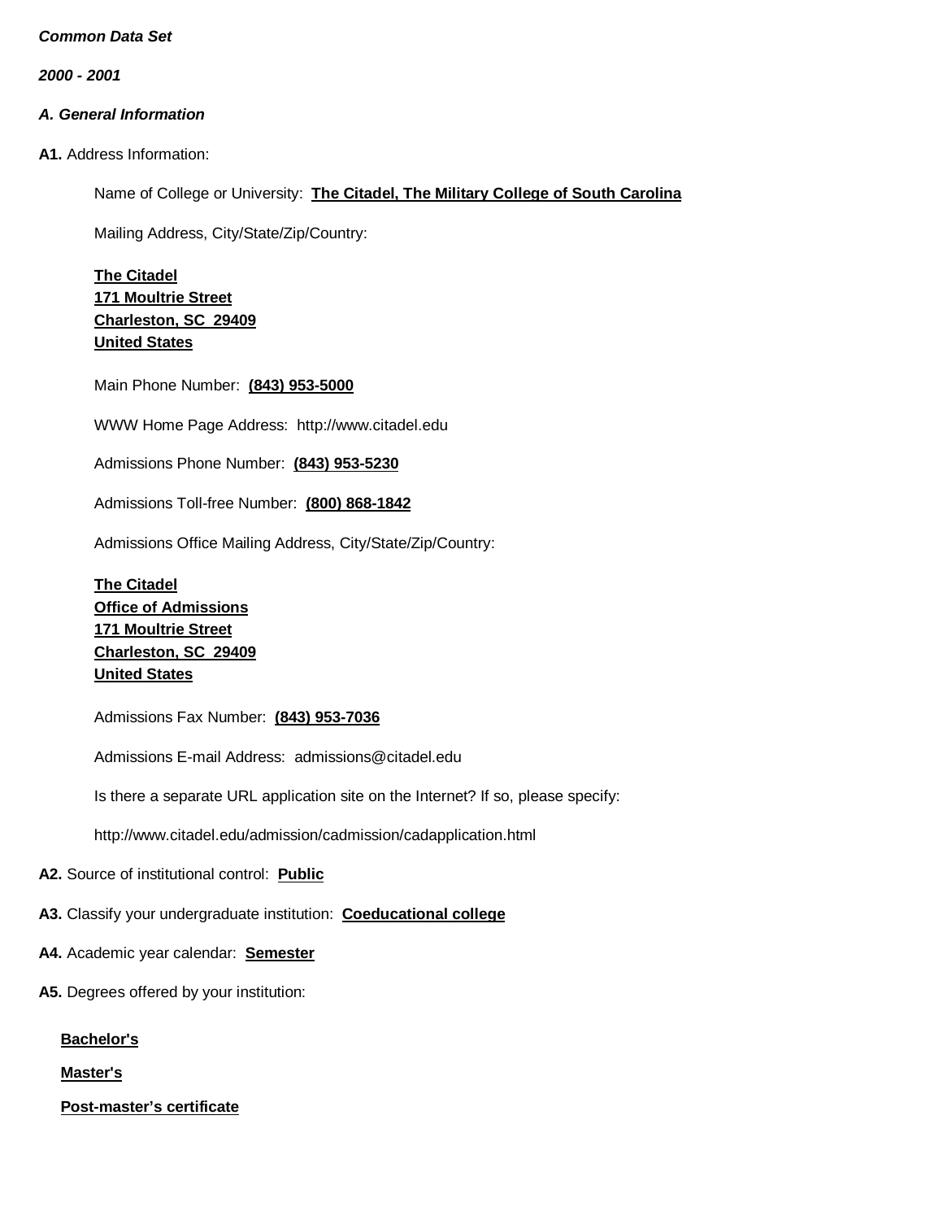***Common Data Set***

***2000 - 2001***

***A. General Information***

**A1.** Address Information:

Name of College or University: **The Citadel, The Military College of South Carolina**

Mailing Address, City/State/Zip/Country:

**The Citadel**
**171 Moultrie Street**
**Charleston, SC 29409**
**United States**

Main Phone Number: **(843) 953-5000**

WWW Home Page Address: http://www.citadel.edu

Admissions Phone Number: **(843) 953-5230**

Admissions Toll-free Number: **(800) 868-1842**

Admissions Office Mailing Address, City/State/Zip/Country:

**The Citadel**
**Office of Admissions**
**171 Moultrie Street**
**Charleston, SC 29409**
**United States**

Admissions Fax Number: **(843) 953-7036**

Admissions E-mail Address: admissions@citadel.edu

Is there a separate URL application site on the Internet? If so, please specify:

http://www.citadel.edu/admission/cadmission/cadapplication.html

**A2.** Source of institutional control: **Public**

**A3.** Classify your undergraduate institution: **Coeducational college**

**A4.** Academic year calendar: **Semester**

**A5.** Degrees offered by your institution:

**Bachelor's**

**Master's**

**Post-master's certificate**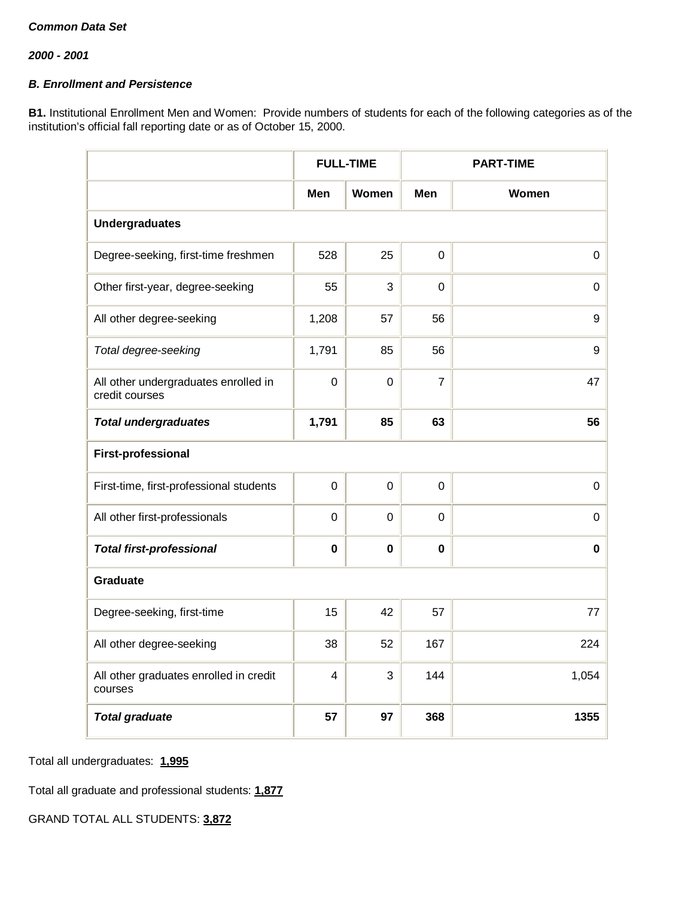***Common Data Set***

***2000 - 2001***

***B. Enrollment and Persistence***

**B1.** Institutional Enrollment Men and Women: Provide numbers of students for each of the following categories as of the institution's official fall reporting date or as of October 15, 2000.

| | FULL-TIME | | PART-TIME | |
|---|---|---|---|---|
| | **Men** | **Women** | **Men** | **Women** |
| **Undergraduates** | | | | |
| Degree-seeking, first-time freshmen | 528 | 25 | 0 | 0 |
| Other first-year, degree-seeking | 55 | 3 | 0 | 0 |
| All other degree-seeking | 1,208 | 57 | 56 | 9 |
| *Total degree-seeking* | 1,791 | 85 | 56 | 9 |
| All other undergraduates enrolled in credit courses | 0 | 0 | 7 | 47 |
| ***Total undergraduates*** | **1,791** | **85** | **63** | **56** |
| **First-professional** | | | | |
| First-time, first-professional students | 0 | 0 | 0 | 0 |
| All other first-professionals | 0 | 0 | 0 | 0 |
| ***Total first-professional*** | **0** | **0** | **0** | **0** |
| **Graduate** | | | | |
| Degree-seeking, first-time | 15 | 42 | 57 | 77 |
| All other degree-seeking | 38 | 52 | 167 | 224 |
| All other graduates enrolled in credit courses | 4 | 3 | 144 | 1,054 |
| ***Total graduate*** | **57** | **97** | **368** | **1355** |

Total all undergraduates: **1,995**

Total all graduate and professional students: **1,877**

GRAND TOTAL ALL STUDENTS: **3,872**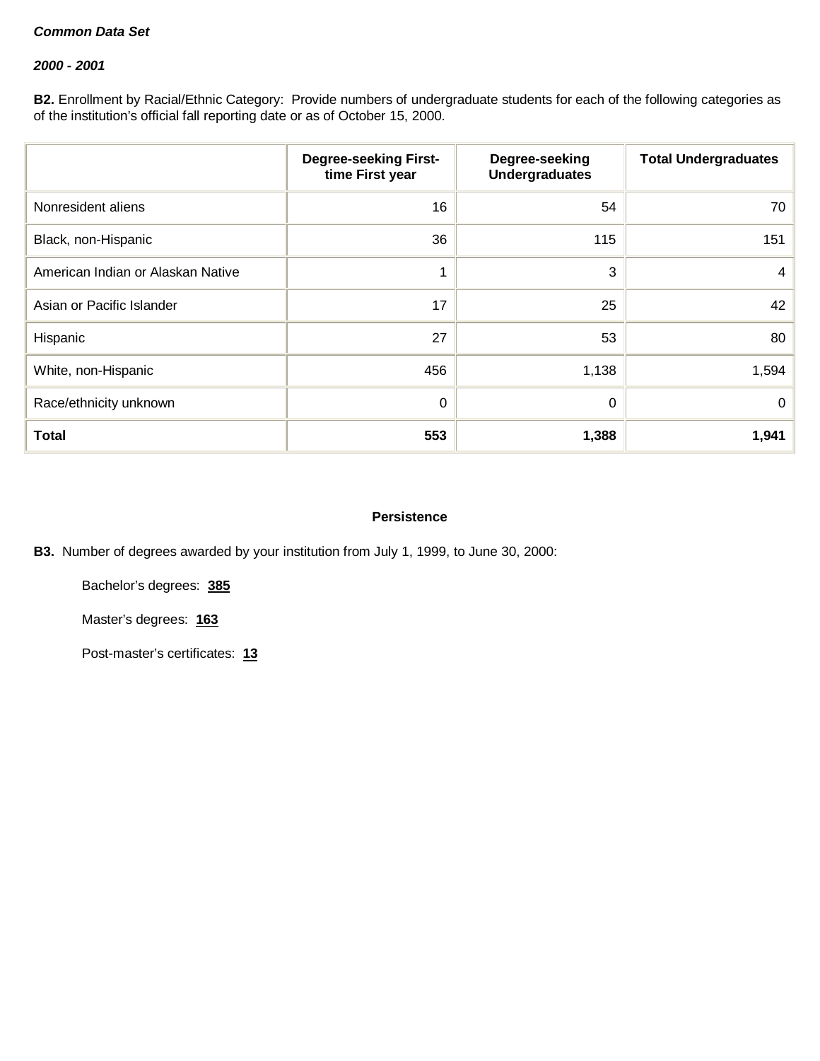***Common Data Set***

***2000 - 2001***

**B2.** Enrollment by Racial/Ethnic Category: Provide numbers of undergraduate students for each of the following categories as of the institution's official fall reporting date or as of October 15, 2000.

| | Degree-seeking First-time First year | Degree-seeking Undergraduates | Total Undergraduates |
|---|---|---|---|
| Nonresident aliens | 16 | 54 | 70 |
| Black, non-Hispanic | 36 | 115 | 151 |
| American Indian or Alaskan Native | 1 | 3 | 4 |
| Asian or Pacific Islander | 17 | 25 | 42 |
| Hispanic | 27 | 53 | 80 |
| White, non-Hispanic | 456 | 1,138 | 1,594 |
| Race/ethnicity unknown | 0 | 0 | 0 |
| **Total** | **553** | **1,388** | **1,941** |

**Persistence**

**B3.** Number of degrees awarded by your institution from July 1, 1999, to June 30, 2000:

Bachelor's degrees: **385**

Master's degrees: **163**

Post-master's certificates: **13**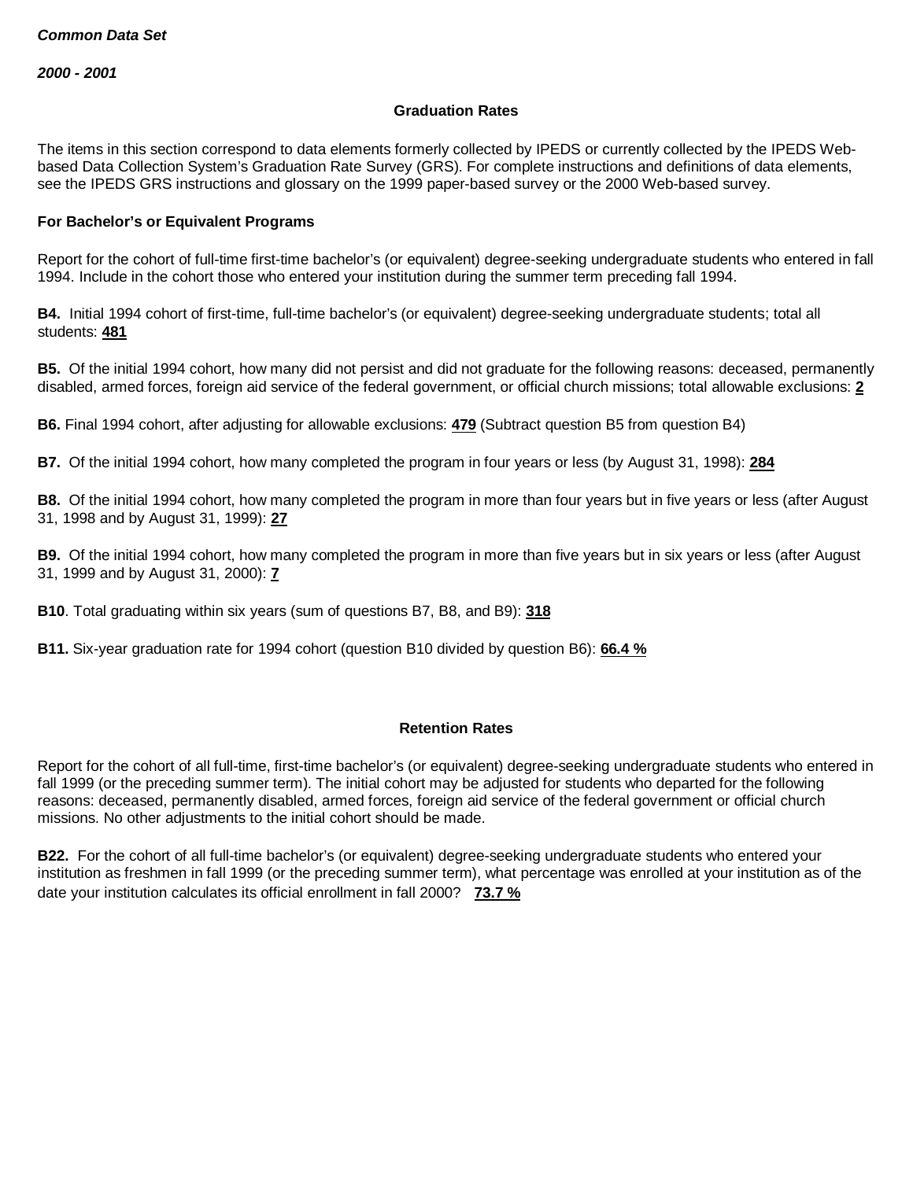***Common Data Set***

***2000 - 2001***

### Graduation Rates

The items in this section correspond to data elements formerly collected by IPEDS or currently collected by the IPEDS Web-based Data Collection System's Graduation Rate Survey (GRS). For complete instructions and definitions of data elements, see the IPEDS GRS instructions and glossary on the 1999 paper-based survey or the 2000 Web-based survey.

#### For Bachelor's or Equivalent Programs

Report for the cohort of full-time first-time bachelor's (or equivalent) degree-seeking undergraduate students who entered in fall 1994. Include in the cohort those who entered your institution during the summer term preceding fall 1994.

**B4.** Initial 1994 cohort of first-time, full-time bachelor's (or equivalent) degree-seeking undergraduate students; total all students: **481**

**B5.** Of the initial 1994 cohort, how many did not persist and did not graduate for the following reasons: deceased, permanently disabled, armed forces, foreign aid service of the federal government, or official church missions; total allowable exclusions: **2**

**B6.** Final 1994 cohort, after adjusting for allowable exclusions: **479** (Subtract question B5 from question B4)

**B7.** Of the initial 1994 cohort, how many completed the program in four years or less (by August 31, 1998): **284**

**B8.** Of the initial 1994 cohort, how many completed the program in more than four years but in five years or less (after August 31, 1998 and by August 31, 1999): **27**

**B9.** Of the initial 1994 cohort, how many completed the program in more than five years but in six years or less (after August 31, 1999 and by August 31, 2000): **7**

**B10**. Total graduating within six years (sum of questions B7, B8, and B9): **318**

**B11.** Six-year graduation rate for 1994 cohort (question B10 divided by question B6): **66.4 %**

### Retention Rates

Report for the cohort of all full-time, first-time bachelor's (or equivalent) degree-seeking undergraduate students who entered in fall 1999 (or the preceding summer term). The initial cohort may be adjusted for students who departed for the following reasons: deceased, permanently disabled, armed forces, foreign aid service of the federal government or official church missions. No other adjustments to the initial cohort should be made.

**B22.** For the cohort of all full-time bachelor's (or equivalent) degree-seeking undergraduate students who entered your institution as freshmen in fall 1999 (or the preceding summer term), what percentage was enrolled at your institution as of the date your institution calculates its official enrollment in fall 2000? **73.7 %**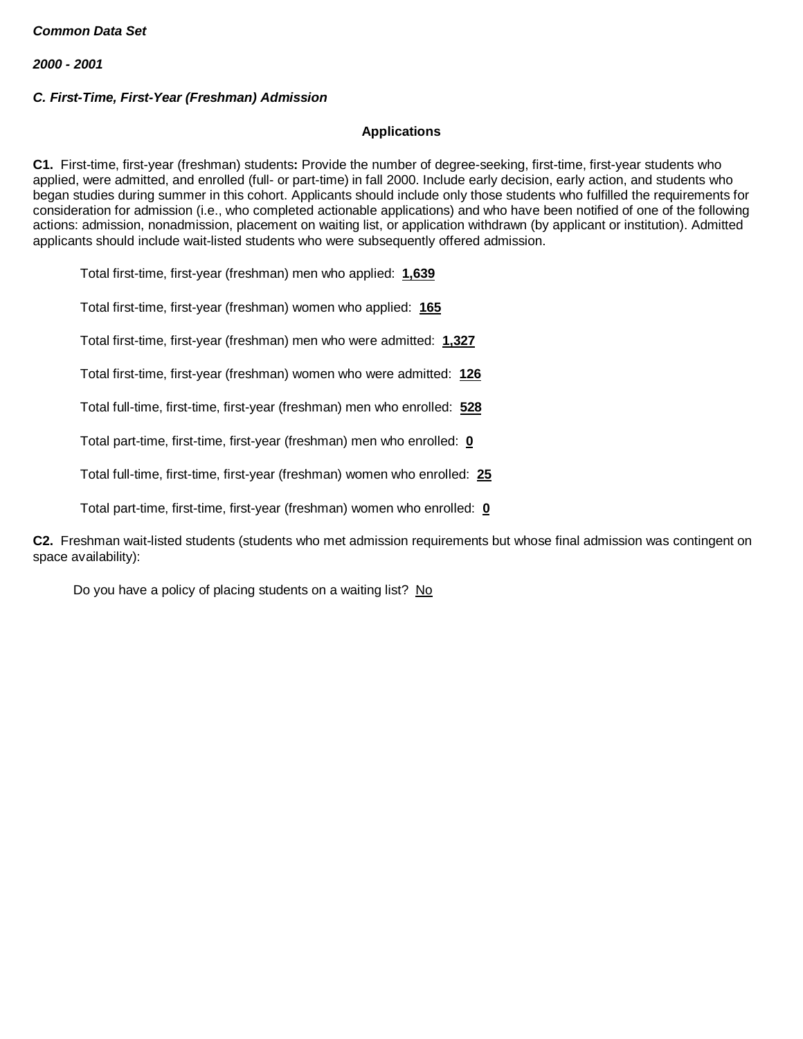***Common Data Set***

***2000 - 2001***

***C. First-Time, First-Year (Freshman) Admission***

**Applications**

**C1.** First-time, first-year (freshman) students**:** Provide the number of degree-seeking, first-time, first-year students who applied, were admitted, and enrolled (full- or part-time) in fall 2000. Include early decision, early action, and students who began studies during summer in this cohort. Applicants should include only those students who fulfilled the requirements for consideration for admission (i.e., who completed actionable applications) and who have been notified of one of the following actions: admission, nonadmission, placement on waiting list, or application withdrawn (by applicant or institution). Admitted applicants should include wait-listed students who were subsequently offered admission.

Total first-time, first-year (freshman) men who applied: **1,639**

Total first-time, first-year (freshman) women who applied: **165**

Total first-time, first-year (freshman) men who were admitted: **1,327**

Total first-time, first-year (freshman) women who were admitted: **126**

Total full-time, first-time, first-year (freshman) men who enrolled: **528**

Total part-time, first-time, first-year (freshman) men who enrolled: **0**

Total full-time, first-time, first-year (freshman) women who enrolled: **25**

Total part-time, first-time, first-year (freshman) women who enrolled: **0**

**C2.** Freshman wait-listed students (students who met admission requirements but whose final admission was contingent on space availability):

Do you have a policy of placing students on a waiting list? No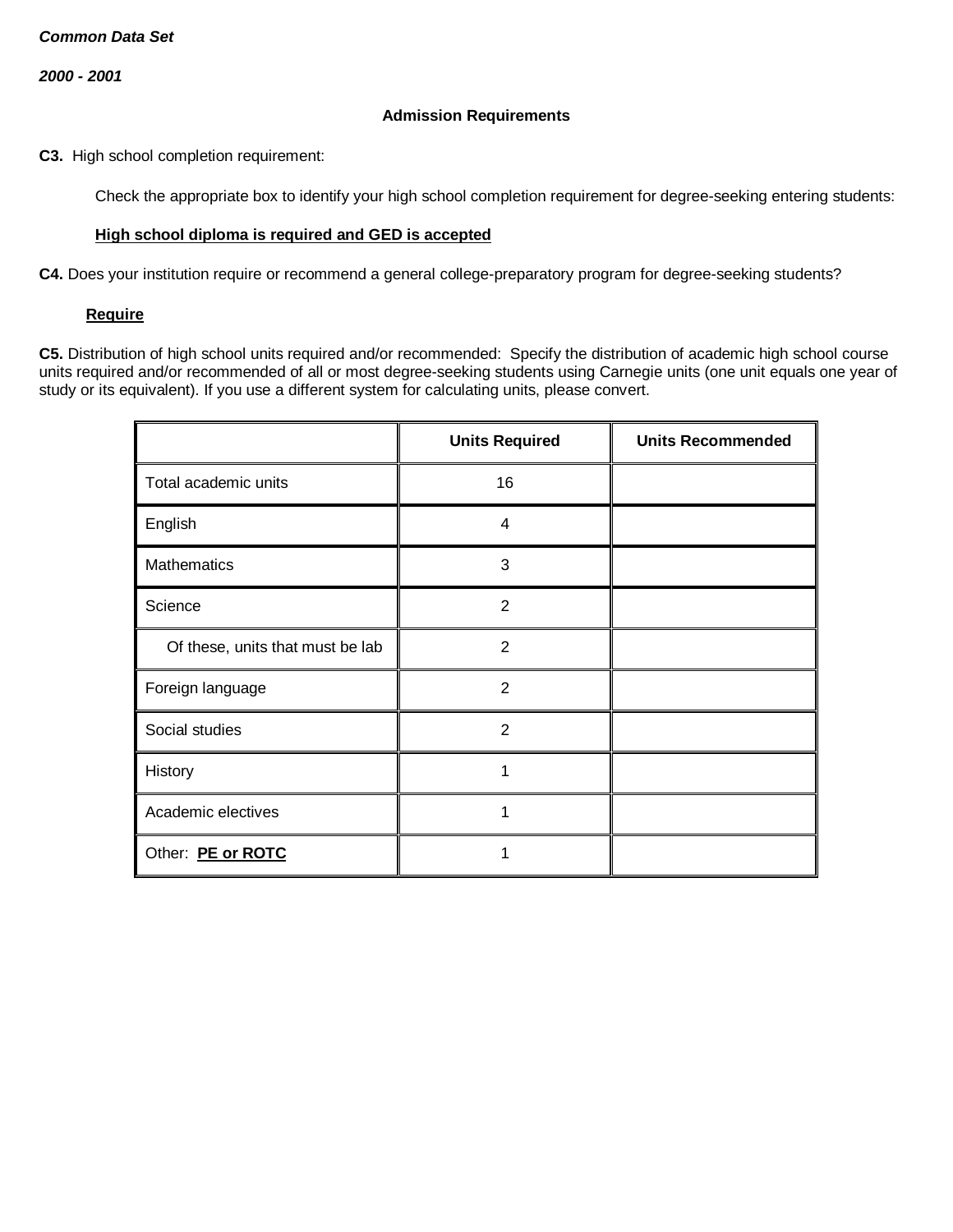***Common Data Set***

***2000 - 2001***

## Admission Requirements

**C3.** High school completion requirement:

Check the appropriate box to identify your high school completion requirement for degree-seeking entering students:

**High school diploma is required and GED is accepted**

**C4.** Does your institution require or recommend a general college-preparatory program for degree-seeking students?

**Require**

**C5.** Distribution of high school units required and/or recommended: Specify the distribution of academic high school course units required and/or recommended of all or most degree-seeking students using Carnegie units (one unit equals one year of study or its equivalent). If you use a different system for calculating units, please convert.

| | Units Required | Units Recommended |
|---|---|---|
| Total academic units | 16 | |
| English | 4 | |
| Mathematics | 3 | |
| Science | 2 | |
| Of these, units that must be lab | 2 | |
| Foreign language | 2 | |
| Social studies | 2 | |
| History | 1 | |
| Academic electives | 1 | |
| Other: **PE or ROTC** | 1 | |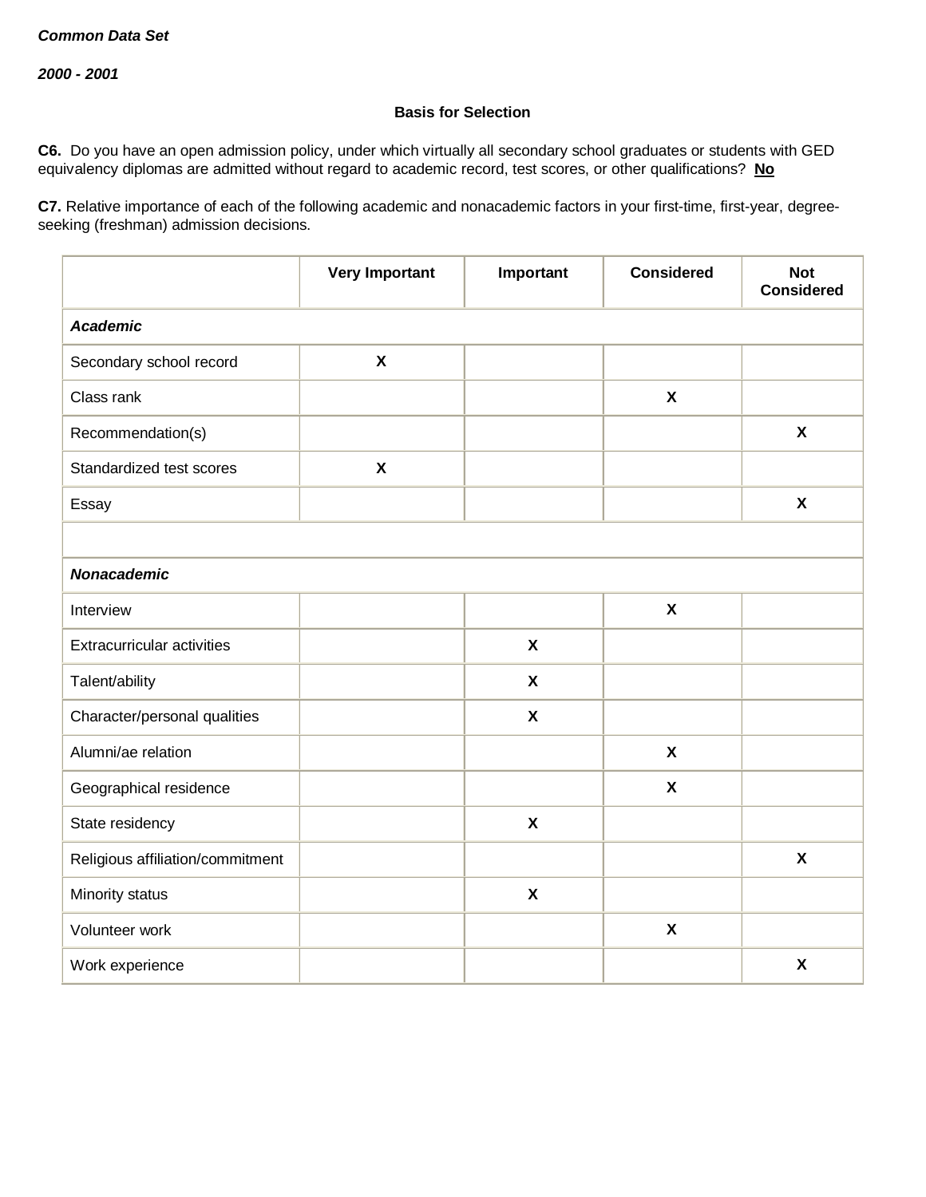***Common Data Set***

***2000 - 2001***

**Basis for Selection**

**C6.** Do you have an open admission policy, under which virtually all secondary school graduates or students with GED equivalency diplomas are admitted without regard to academic record, test scores, or other qualifications? **No**

**C7.** Relative importance of each of the following academic and nonacademic factors in your first-time, first-year, degree-seeking (freshman) admission decisions.

| | Very Important | Important | Considered | Not Considered |
|---|---|---|---|---|
| ***Academic*** | | | | |
| Secondary school record | X | | | |
| Class rank | | | X | |
| Recommendation(s) | | | | X |
| Standardized test scores | X | | | |
| Essay | | | | X |
| | | | | |
| ***Nonacademic*** | | | | |
| Interview | | | X | |
| Extracurricular activities | | X | | |
| Talent/ability | | X | | |
| Character/personal qualities | | X | | |
| Alumni/ae relation | | | X | |
| Geographical residence | | | X | |
| State residency | | X | | |
| Religious affiliation/commitment | | | | X |
| Minority status | | X | | |
| Volunteer work | | | X | |
| Work experience | | | | X |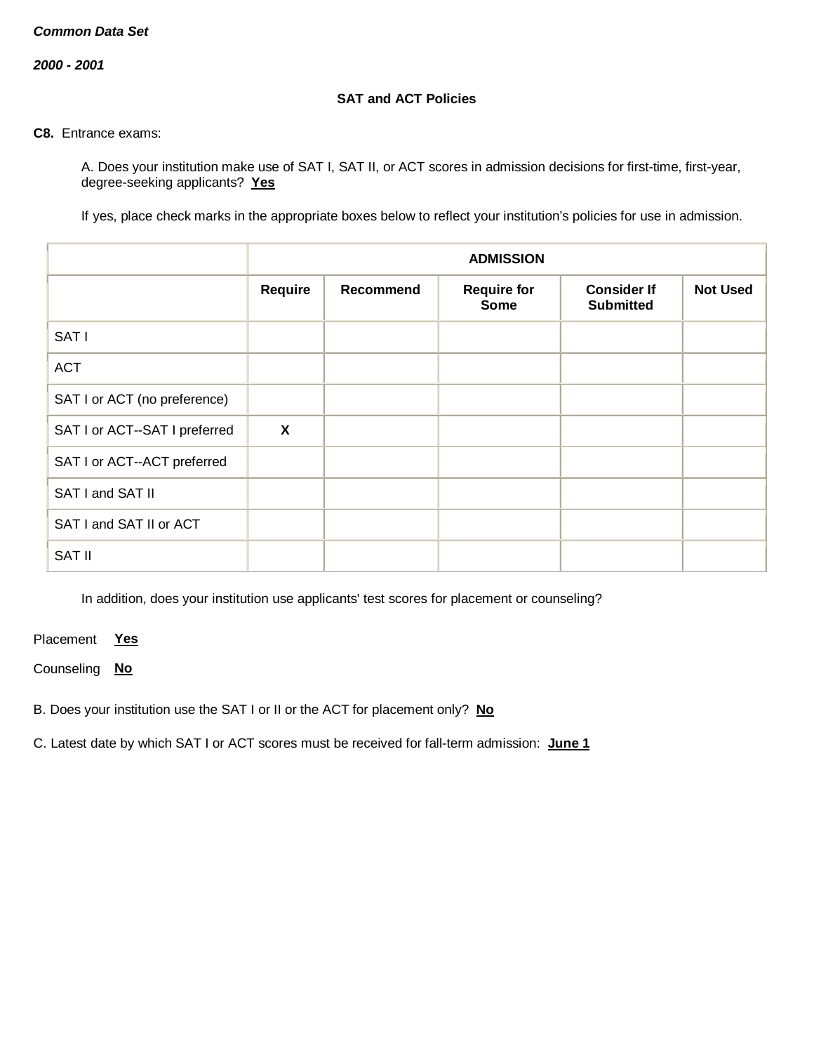*Common Data Set*

*2000 - 2001*

**SAT and ACT Policies**

**C8.** Entrance exams:

A. Does your institution make use of SAT I, SAT II, or ACT scores in admission decisions for first-time, first-year, degree-seeking applicants? **Yes**

If yes, place check marks in the appropriate boxes below to reflect your institution's policies for use in admission.

| | ADMISSION | | | | |
|---|---|---|---|---|---|
| | **Require** | **Recommend** | **Require for Some** | **Consider If Submitted** | **Not Used** |
| SAT I | | | | | |
| ACT | | | | | |
| SAT I or ACT (no preference) | | | | | |
| SAT I or ACT--SAT I preferred | **X** | | | | |
| SAT I or ACT--ACT preferred | | | | | |
| SAT I and SAT II | | | | | |
| SAT I and SAT II or ACT | | | | | |
| SAT II | | | | | |

In addition, does your institution use applicants' test scores for placement or counseling?

Placement **Yes**

Counseling **No**

B. Does your institution use the SAT I or II or the ACT for placement only? **No**

C. Latest date by which SAT I or ACT scores must be received for fall-term admission: **June 1**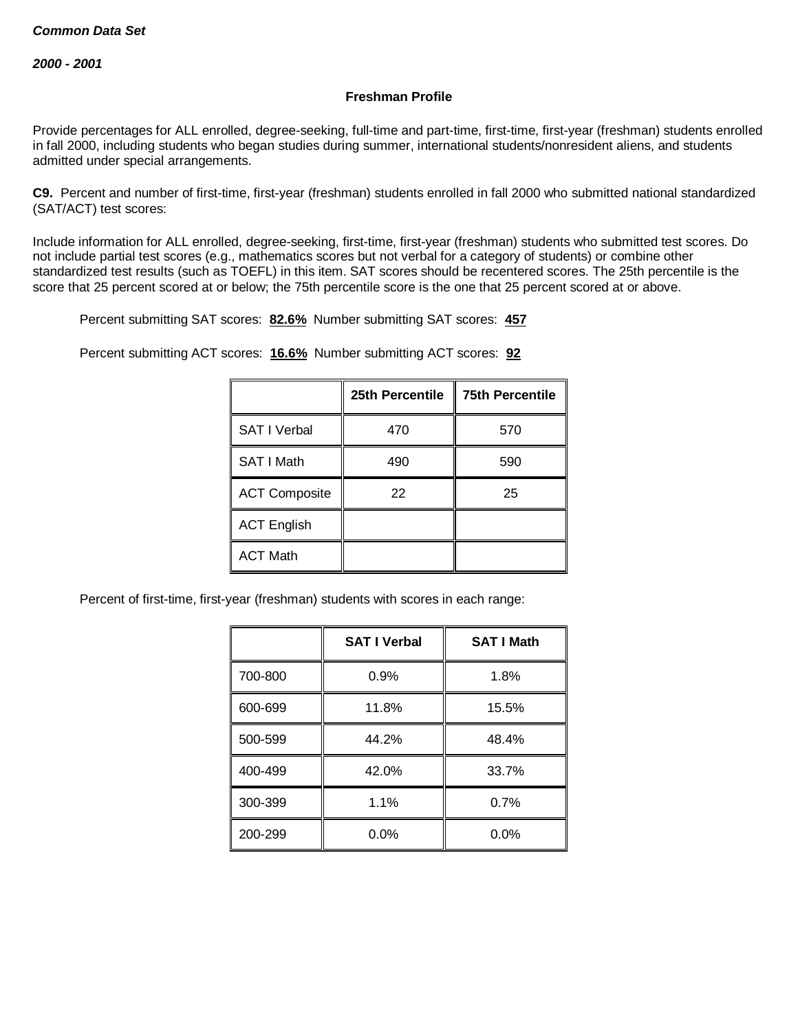***Common Data Set***

***2000 - 2001***

**Freshman Profile**

Provide percentages for ALL enrolled, degree-seeking, full-time and part-time, first-time, first-year (freshman) students enrolled in fall 2000, including students who began studies during summer, international students/nonresident aliens, and students admitted under special arrangements.

**C9.** Percent and number of first-time, first-year (freshman) students enrolled in fall 2000 who submitted national standardized (SAT/ACT) test scores:

Include information for ALL enrolled, degree-seeking, first-time, first-year (freshman) students who submitted test scores. Do not include partial test scores (e.g., mathematics scores but not verbal for a category of students) or combine other standardized test results (such as TOEFL) in this item. SAT scores should be recentered scores. The 25th percentile is the score that 25 percent scored at or below; the 75th percentile score is the one that 25 percent scored at or above.

Percent submitting SAT scores: **82.6%** Number submitting SAT scores: **457**

Percent submitting ACT scores: **16.6%** Number submitting ACT scores: **92**

| | 25th Percentile | 75th Percentile |
|---|---|---|
| SAT I Verbal | 470 | 570 |
| SAT I Math | 490 | 590 |
| ACT Composite | 22 | 25 |
| ACT English | | |
| ACT Math | | |

Percent of first-time, first-year (freshman) students with scores in each range:

| | SAT I Verbal | SAT I Math |
|---|---|---|
| 700-800 | 0.9% | 1.8% |
| 600-699 | 11.8% | 15.5% |
| 500-599 | 44.2% | 48.4% |
| 400-499 | 42.0% | 33.7% |
| 300-399 | 1.1% | 0.7% |
| 200-299 | 0.0% | 0.0% |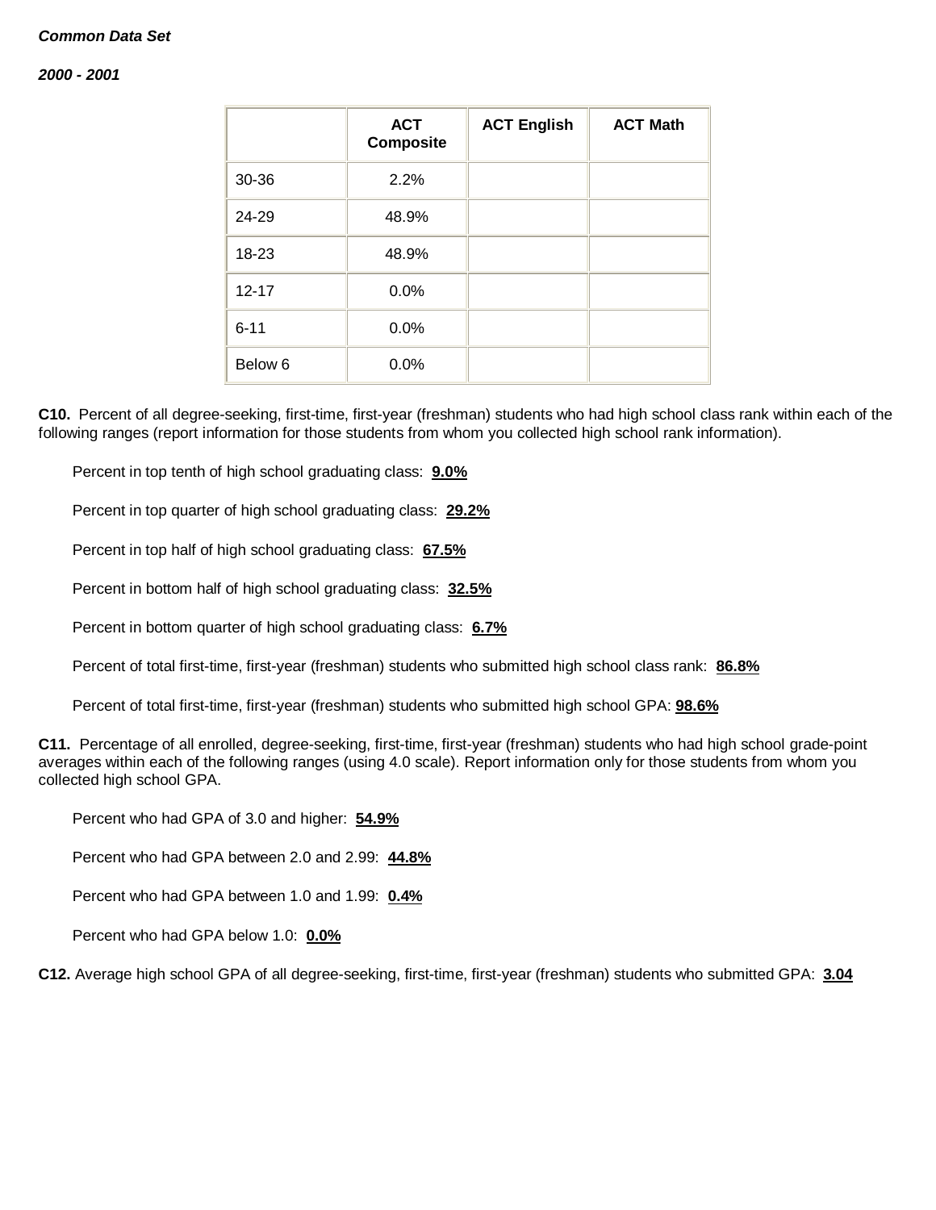*Common Data Set*

*2000 - 2001*

| | ACT Composite | ACT English | ACT Math |
|---|---|---|---|
| 30-36 | 2.2% | | |
| 24-29 | 48.9% | | |
| 18-23 | 48.9% | | |
| 12-17 | 0.0% | | |
| 6-11 | 0.0% | | |
| Below 6 | 0.0% | | |

**C10.** Percent of all degree-seeking, first-time, first-year (freshman) students who had high school class rank within each of the following ranges (report information for those students from whom you collected high school rank information).

Percent in top tenth of high school graduating class: **9.0%**

Percent in top quarter of high school graduating class: **29.2%**

Percent in top half of high school graduating class: **67.5%**

Percent in bottom half of high school graduating class: **32.5%**

Percent in bottom quarter of high school graduating class: **6.7%**

Percent of total first-time, first-year (freshman) students who submitted high school class rank: **86.8%**

Percent of total first-time, first-year (freshman) students who submitted high school GPA: **98.6%**

**C11.** Percentage of all enrolled, degree-seeking, first-time, first-year (freshman) students who had high school grade-point averages within each of the following ranges (using 4.0 scale). Report information only for those students from whom you collected high school GPA.

Percent who had GPA of 3.0 and higher: **54.9%**

Percent who had GPA between 2.0 and 2.99: **44.8%**

Percent who had GPA between 1.0 and 1.99: **0.4%**

Percent who had GPA below 1.0: **0.0%**

**C12.** Average high school GPA of all degree-seeking, first-time, first-year (freshman) students who submitted GPA: **3.04**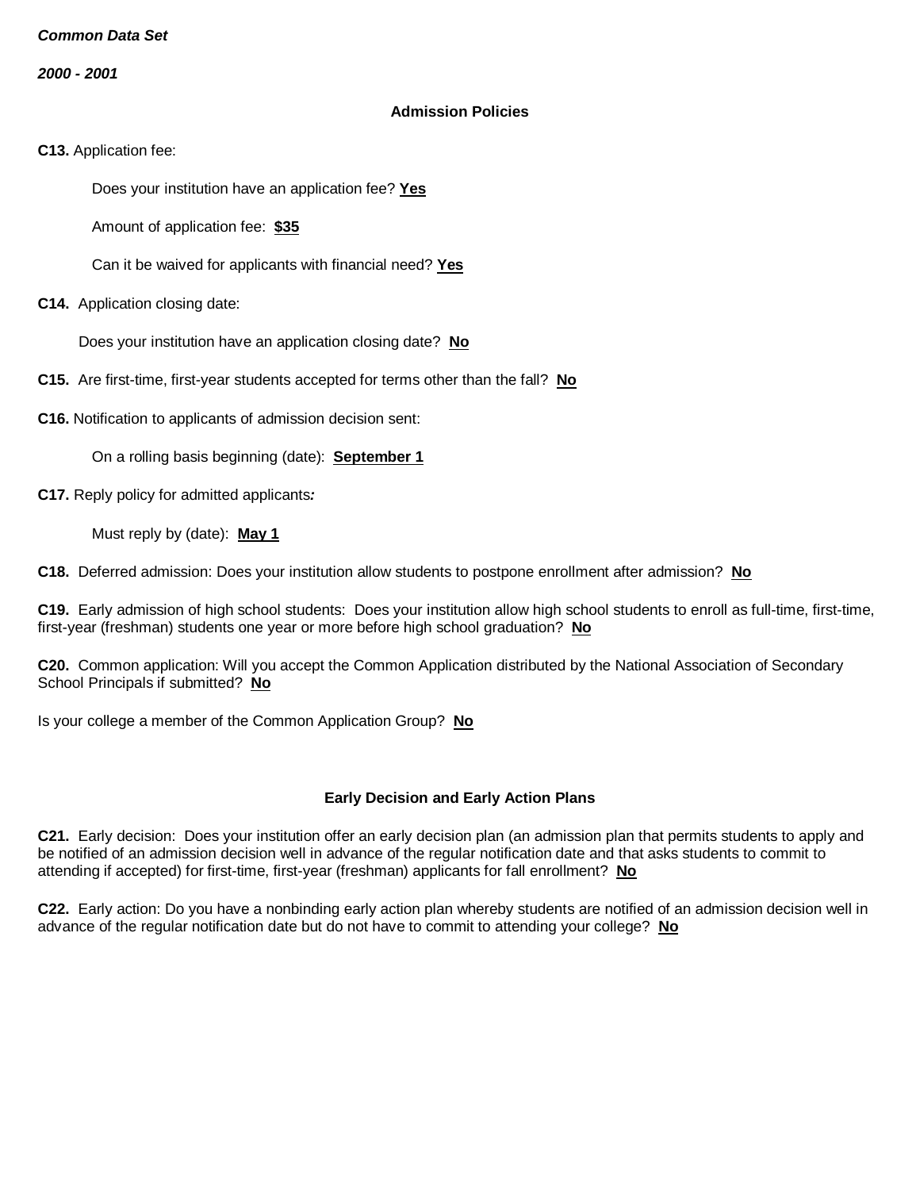*Common Data Set*

*2000 - 2001*

## Admission Policies

**C13.** Application fee:

Does your institution have an application fee? **Yes**

Amount of application fee: **$35**

Can it be waived for applicants with financial need? **Yes**

**C14.** Application closing date:

Does your institution have an application closing date? **No**

**C15.** Are first-time, first-year students accepted for terms other than the fall? **No**

**C16.** Notification to applicants of admission decision sent:

On a rolling basis beginning (date): **September 1**

**C17.** Reply policy for admitted applicants***:***

Must reply by (date): **May 1**

**C18.** Deferred admission: Does your institution allow students to postpone enrollment after admission? **No**

**C19.** Early admission of high school students: Does your institution allow high school students to enroll as full-time, first-time, first-year (freshman) students one year or more before high school graduation? **No**

**C20.** Common application: Will you accept the Common Application distributed by the National Association of Secondary School Principals if submitted? **No**

Is your college a member of the Common Application Group? **No**

## Early Decision and Early Action Plans

**C21.** Early decision: Does your institution offer an early decision plan (an admission plan that permits students to apply and be notified of an admission decision well in advance of the regular notification date and that asks students to commit to attending if accepted) for first-time, first-year (freshman) applicants for fall enrollment? **No**

**C22.** Early action: Do you have a nonbinding early action plan whereby students are notified of an admission decision well in advance of the regular notification date but do not have to commit to attending your college? **No**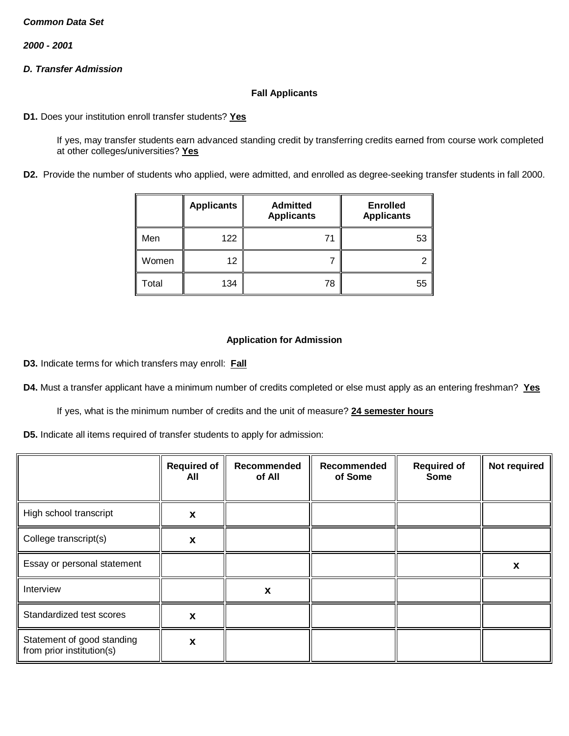***Common Data Set***

***2000 - 2001***

***D. Transfer Admission***

**Fall Applicants**

**D1.** Does your institution enroll transfer students? **Yes**

If yes, may transfer students earn advanced standing credit by transferring credits earned from course work completed at other colleges/universities? **Yes**

**D2.** Provide the number of students who applied, were admitted, and enrolled as degree-seeking transfer students in fall 2000.

| | Applicants | Admitted Applicants | Enrolled Applicants |
|---|---|---|---|
| Men | 122 | 71 | 53 |
| Women | 12 | 7 | 2 |
| Total | 134 | 78 | 55 |

**Application for Admission**

**D3.** Indicate terms for which transfers may enroll: **Fall**

**D4.** Must a transfer applicant have a minimum number of credits completed or else must apply as an entering freshman? **Yes**

If yes, what is the minimum number of credits and the unit of measure? **24 semester hours**

**D5.** Indicate all items required of transfer students to apply for admission:

| | Required of All | Recommended of All | Recommended of Some | Required of Some | Not required |
|---|---|---|---|---|---|
| High school transcript | x | | | | |
| College transcript(s) | x | | | | |
| Essay or personal statement | | | | | x |
| Interview | | x | | | |
| Standardized test scores | x | | | | |
| Statement of good standing from prior institution(s) | x | | | | |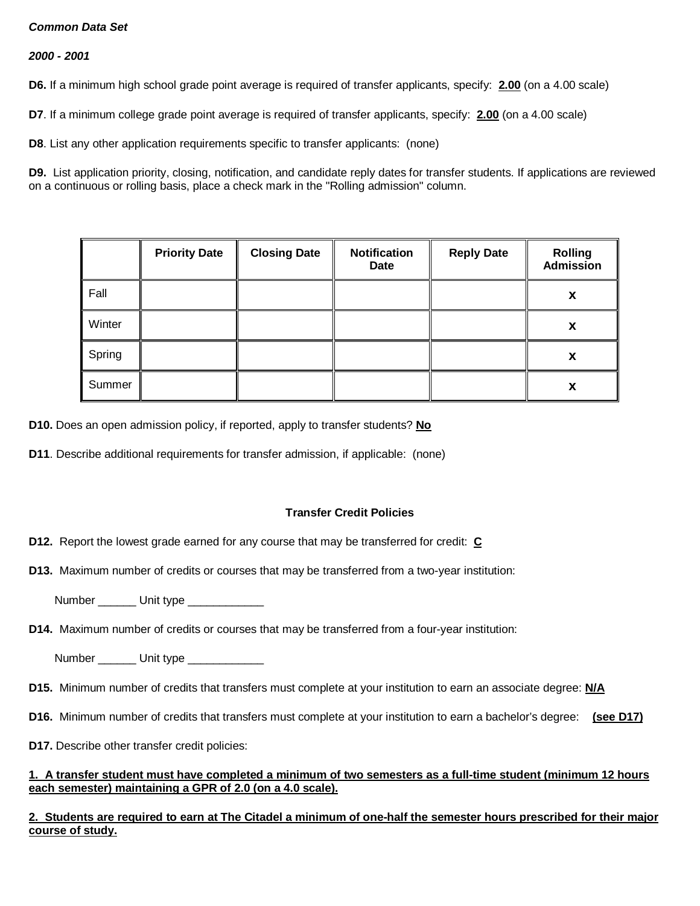***Common Data Set***

***2000 - 2001***

**D6.** If a minimum high school grade point average is required of transfer applicants, specify: **2.00** (on a 4.00 scale)

**D7**. If a minimum college grade point average is required of transfer applicants, specify: **2.00** (on a 4.00 scale)

**D8**. List any other application requirements specific to transfer applicants: (none)

**D9.** List application priority, closing, notification, and candidate reply dates for transfer students. If applications are reviewed on a continuous or rolling basis, place a check mark in the "Rolling admission" column.

| | Priority Date | Closing Date | Notification Date | Reply Date | Rolling Admission |
|---|---|---|---|---|---|
| Fall | | | | | **x** |
| Winter | | | | | **x** |
| Spring | | | | | **x** |
| Summer | | | | | **x** |

**D10.** Does an open admission policy, if reported, apply to transfer students? **No**

**D11**. Describe additional requirements for transfer admission, if applicable: (none)

**Transfer Credit Policies**

**D12.** Report the lowest grade earned for any course that may be transferred for credit: **C**

**D13.** Maximum number of credits or courses that may be transferred from a two-year institution:

Number ______ Unit type ____________

**D14.** Maximum number of credits or courses that may be transferred from a four-year institution:

Number ______ Unit type ____________

**D15.** Minimum number of credits that transfers must complete at your institution to earn an associate degree: **N/A**

**D16.** Minimum number of credits that transfers must complete at your institution to earn a bachelor's degree: **(see D17)**

**D17.** Describe other transfer credit policies:

**1. A transfer student must have completed a minimum of two semesters as a full-time student (minimum 12 hours each semester) maintaining a GPR of 2.0 (on a 4.0 scale).**

**2. Students are required to earn at The Citadel a minimum of one-half the semester hours prescribed for their major course of study.**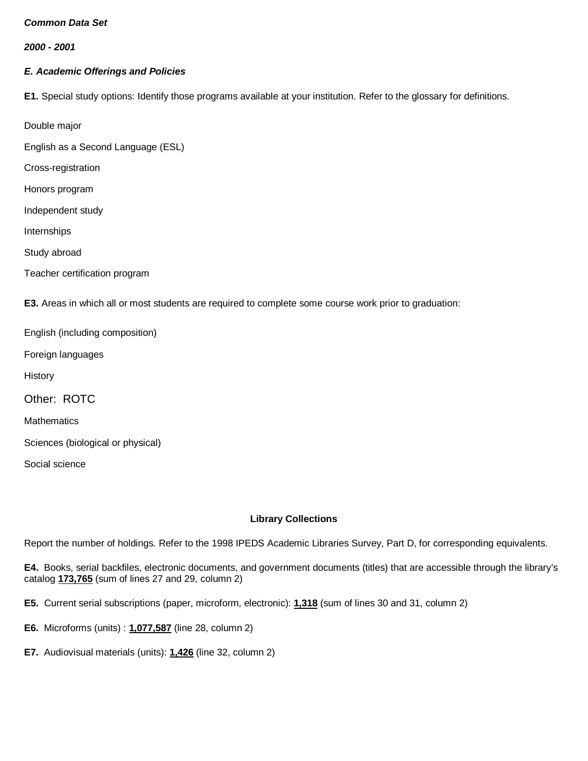***Common Data Set***

***2000 - 2001***

***E. Academic Offerings and Policies***

**E1.** Special study options: Identify those programs available at your institution. Refer to the glossary for definitions.

Double major

English as a Second Language (ESL)

Cross-registration

Honors program

Independent study

Internships

Study abroad

Teacher certification program

**E3.** Areas in which all or most students are required to complete some course work prior to graduation:

English (including composition)

Foreign languages

History

Other: ROTC

Mathematics

Sciences (biological or physical)

Social science

**Library Collections**

Report the number of holdings. Refer to the 1998 IPEDS Academic Libraries Survey, Part D, for corresponding equivalents.

**E4.** Books, serial backfiles, electronic documents, and government documents (titles) that are accessible through the library's catalog **173,765** (sum of lines 27 and 29, column 2)

**E5.** Current serial subscriptions (paper, microform, electronic): **1,318** (sum of lines 30 and 31, column 2)

**E6.** Microforms (units) : **1,077,587** (line 28, column 2)

**E7.** Audiovisual materials (units): **1,426** (line 32, column 2)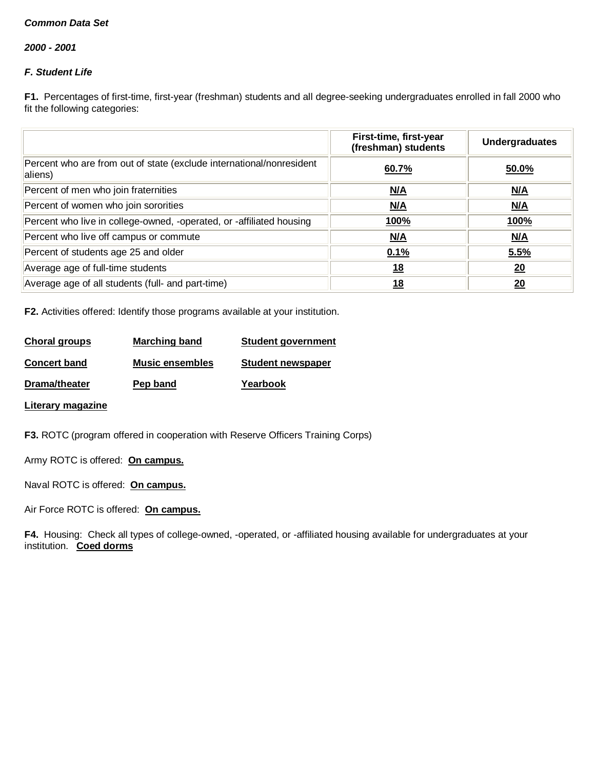***Common Data Set***

***2000 - 2001***

***F. Student Life***

**F1.** Percentages of first-time, first-year (freshman) students and all degree-seeking undergraduates enrolled in fall 2000 who fit the following categories:

| | First-time, first-year (freshman) students | Undergraduates |
|---|---|---|
| Percent who are from out of state (exclude international/nonresident aliens) | **60.7%** | **50.0%** |
| Percent of men who join fraternities | **N/A** | **N/A** |
| Percent of women who join sororities | **N/A** | **N/A** |
| Percent who live in college-owned, -operated, or -affiliated housing | **100%** | **100%** |
| Percent who live off campus or commute | **N/A** | **N/A** |
| Percent of students age 25 and older | **0.1%** | **5.5%** |
| Average age of full-time students | **18** | **20** |
| Average age of all students (full- and part-time) | **18** | **20** |

**F2.** Activities offered: Identify those programs available at your institution.

**Choral groups** **Marching band** **Student government**

**Concert band** **Music ensembles** **Student newspaper**

**Drama/theater** **Pep band** **Yearbook**

**Literary magazine**

**F3.** ROTC (program offered in cooperation with Reserve Officers Training Corps)

Army ROTC is offered: **On campus.**

Naval ROTC is offered: **On campus.**

Air Force ROTC is offered: **On campus.**

**F4.** Housing: Check all types of college-owned, -operated, or -affiliated housing available for undergraduates at your institution. **Coed dorms**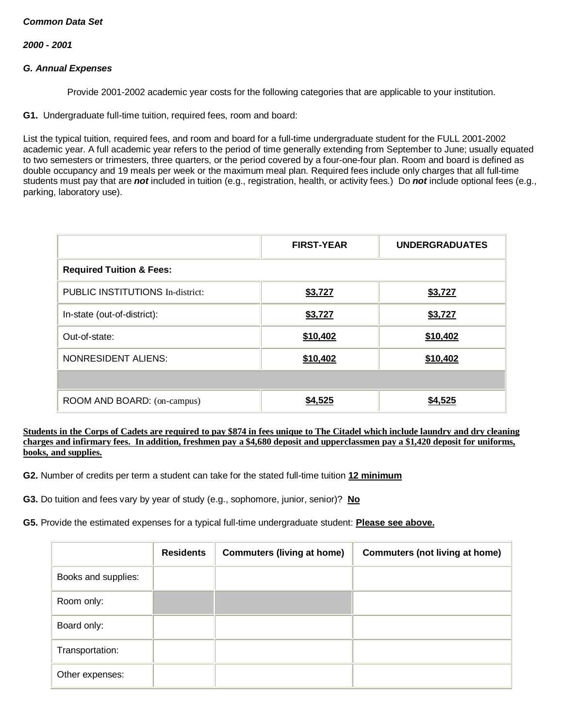***Common Data Set***

***2000 - 2001***

***G. Annual Expenses***

Provide 2001-2002 academic year costs for the following categories that are applicable to your institution.

**G1.** Undergraduate full-time tuition, required fees, room and board:

List the typical tuition, required fees, and room and board for a full-time undergraduate student for the FULL 2001-2002 academic year. A full academic year refers to the period of time generally extending from September to June; usually equated to two semesters or trimesters, three quarters, or the period covered by a four-one-four plan. Room and board is defined as double occupancy and 19 meals per week or the maximum meal plan. Required fees include only charges that all full-time students must pay that are ***not*** included in tuition (e.g., registration, health, or activity fees.) Do ***not*** include optional fees (e.g., parking, laboratory use).

| | FIRST-YEAR | UNDERGRADUATES |
|---|---|---|
| **Required Tuition & Fees:** | | |
| PUBLIC INSTITUTIONS In-district: | $3,727 | $3,727 |
| In-state (out-of-district): | $3,727 | $3,727 |
| Out-of-state: | $10,402 | $10,402 |
| NONRESIDENT ALIENS: | $10,402 | $10,402 |
| | | |
| ROOM AND BOARD: (on-campus) | $4,525 | $4,525 |

**Students in the Corps of Cadets are required to pay $874 in fees unique to The Citadel which include laundry and dry cleaning charges and infirmary fees. In addition, freshmen pay a $4,680 deposit and upperclassmen pay a $1,420 deposit for uniforms, books, and supplies.**

**G2.** Number of credits per term a student can take for the stated full-time tuition **12 minimum**

**G3.** Do tuition and fees vary by year of study (e.g., sophomore, junior, senior)? **No**

**G5.** Provide the estimated expenses for a typical full-time undergraduate student: **Please see above.**

| | Residents | Commuters (living at home) | Commuters (not living at home) |
|---|---|---|---|
| Books and supplies: | | | |
| Room only: | | | |
| Board only: | | | |
| Transportation: | | | |
| Other expenses: | | | |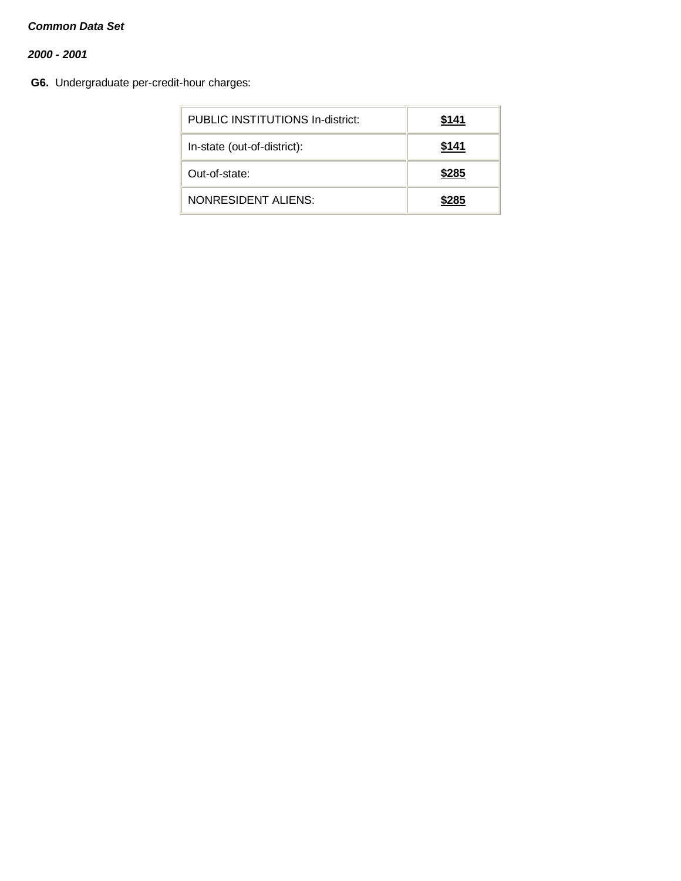***Common Data Set***

***2000 - 2001***

**G6.** Undergraduate per-credit-hour charges:

| | |
|---|---|
| PUBLIC INSTITUTIONS In-district: | **$141** |
| In-state (out-of-district): | **$141** |
| Out-of-state: | **$285** |
| NONRESIDENT ALIENS: | **$285** |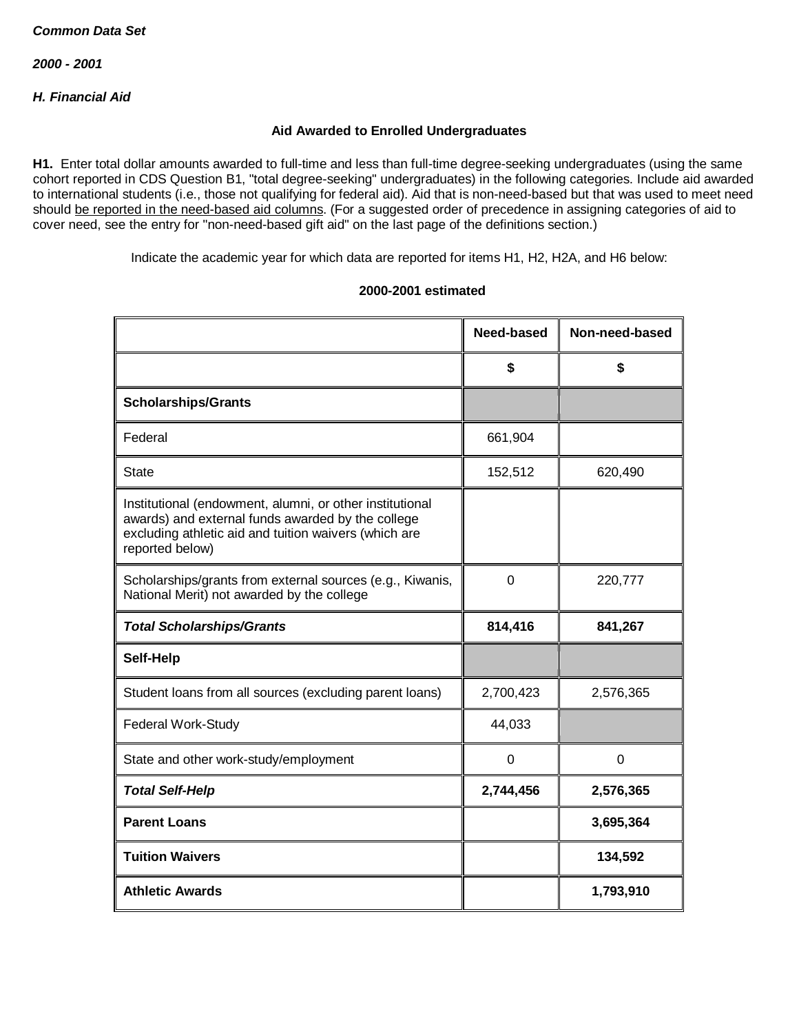***Common Data Set***

***2000 - 2001***

***H. Financial Aid***

**Aid Awarded to Enrolled Undergraduates**

**H1.** Enter total dollar amounts awarded to full-time and less than full-time degree-seeking undergraduates (using the same cohort reported in CDS Question B1, "total degree-seeking" undergraduates) in the following categories. Include aid awarded to international students (i.e., those not qualifying for federal aid). Aid that is non-need-based but that was used to meet need should be reported in the need-based aid columns. (For a suggested order of precedence in assigning categories of aid to cover need, see the entry for "non-need-based gift aid" on the last page of the definitions section.)

Indicate the academic year for which data are reported for items H1, H2, H2A, and H6 below:

**2000-2001 estimated**

| | Need-based | Non-need-based |
|---|---|---|
| | **$** | **$** |
| **Scholarships/Grants** | | |
| Federal | 661,904 | |
| State | 152,512 | 620,490 |
| Institutional (endowment, alumni, or other institutional awards) and external funds awarded by the college excluding athletic aid and tuition waivers (which are reported below) | | |
| Scholarships/grants from external sources (e.g., Kiwanis, National Merit) not awarded by the college | 0 | 220,777 |
| ***Total Scholarships/Grants*** | **814,416** | **841,267** |
| **Self-Help** | | |
| Student loans from all sources (excluding parent loans) | 2,700,423 | 2,576,365 |
| Federal Work-Study | 44,033 | |
| State and other work-study/employment | 0 | 0 |
| ***Total Self-Help*** | **2,744,456** | **2,576,365** |
| **Parent Loans** | | **3,695,364** |
| **Tuition Waivers** | | **134,592** |
| **Athletic Awards** | | **1,793,910** |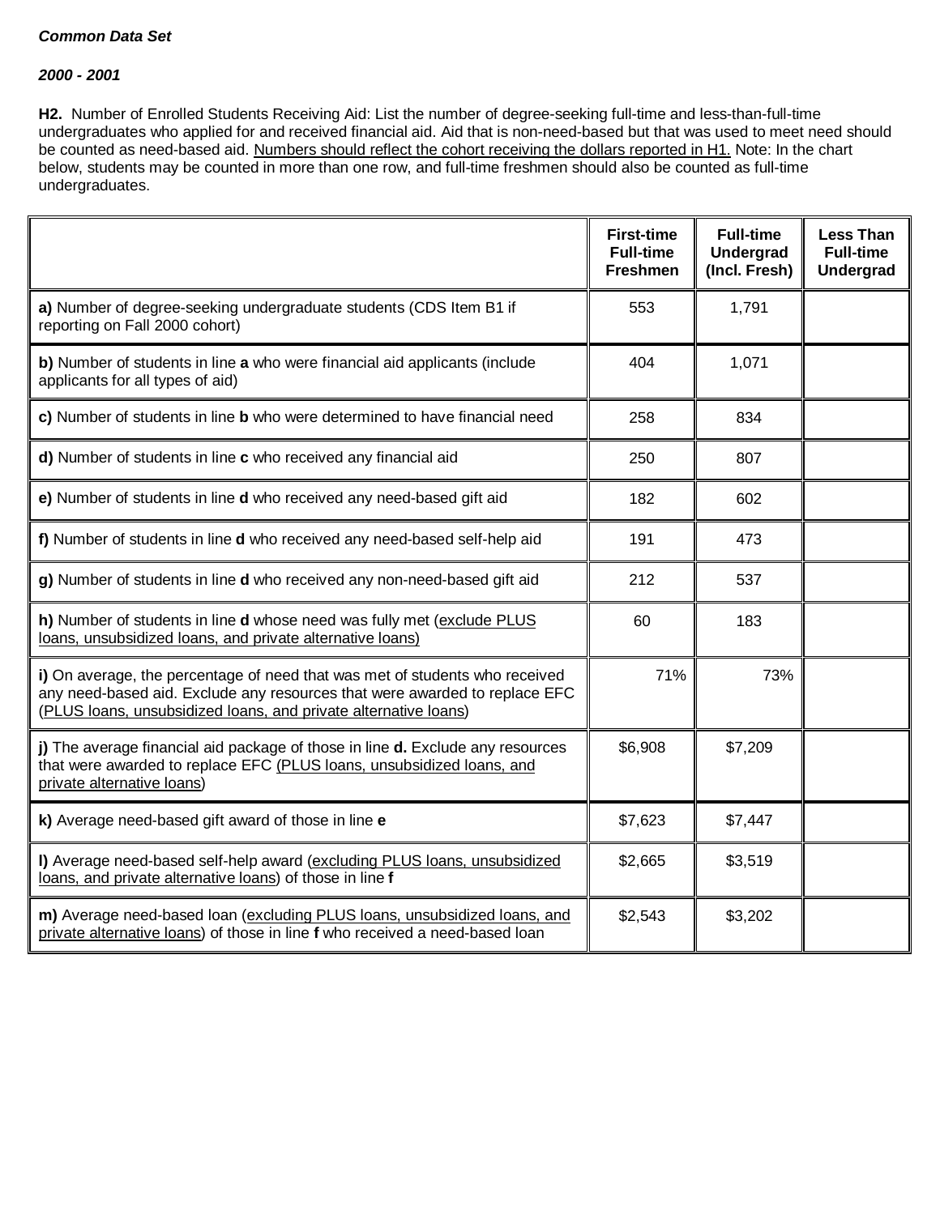***Common Data Set***

***2000 - 2001***

**H2.** Number of Enrolled Students Receiving Aid: List the number of degree-seeking full-time and less-than-full-time undergraduates who applied for and received financial aid. Aid that is non-need-based but that was used to meet need should be counted as need-based aid. Numbers should reflect the cohort receiving the dollars reported in H1. Note: In the chart below, students may be counted in more than one row, and full-time freshmen should also be counted as full-time undergraduates.

| | First-time Full-time Freshmen | Full-time Undergrad (Incl. Fresh) | Less Than Full-time Undergrad |
|---|---|---|---|
| **a)** Number of degree-seeking undergraduate students (CDS Item B1 if reporting on Fall 2000 cohort) | 553 | 1,791 | |
| **b)** Number of students in line **a** who were financial aid applicants (include applicants for all types of aid) | 404 | 1,071 | |
| **c)** Number of students in line **b** who were determined to have financial need | 258 | 834 | |
| **d)** Number of students in line **c** who received any financial aid | 250 | 807 | |
| **e)** Number of students in line **d** who received any need-based gift aid | 182 | 602 | |
| **f)** Number of students in line **d** who received any need-based self-help aid | 191 | 473 | |
| **g)** Number of students in line **d** who received any non-need-based gift aid | 212 | 537 | |
| **h)** Number of students in line **d** whose need was fully met (exclude PLUS loans, unsubsidized loans, and private alternative loans) | 60 | 183 | |
| **i)** On average, the percentage of need that was met of students who received any need-based aid. Exclude any resources that were awarded to replace EFC (PLUS loans, unsubsidized loans, and private alternative loans) | 71% | 73% | |
| **j)** The average financial aid package of those in line **d.** Exclude any resources that were awarded to replace EFC (PLUS loans, unsubsidized loans, and private alternative loans) | $6,908 | $7,209 | |
| **k)** Average need-based gift award of those in line **e** | $7,623 | $7,447 | |
| **l)** Average need-based self-help award (excluding PLUS loans, unsubsidized loans, and private alternative loans) of those in line **f** | $2,665 | $3,519 | |
| **m)** Average need-based loan (excluding PLUS loans, unsubsidized loans, and private alternative loans) of those in line **f** who received a need-based loan | $2,543 | $3,202 | |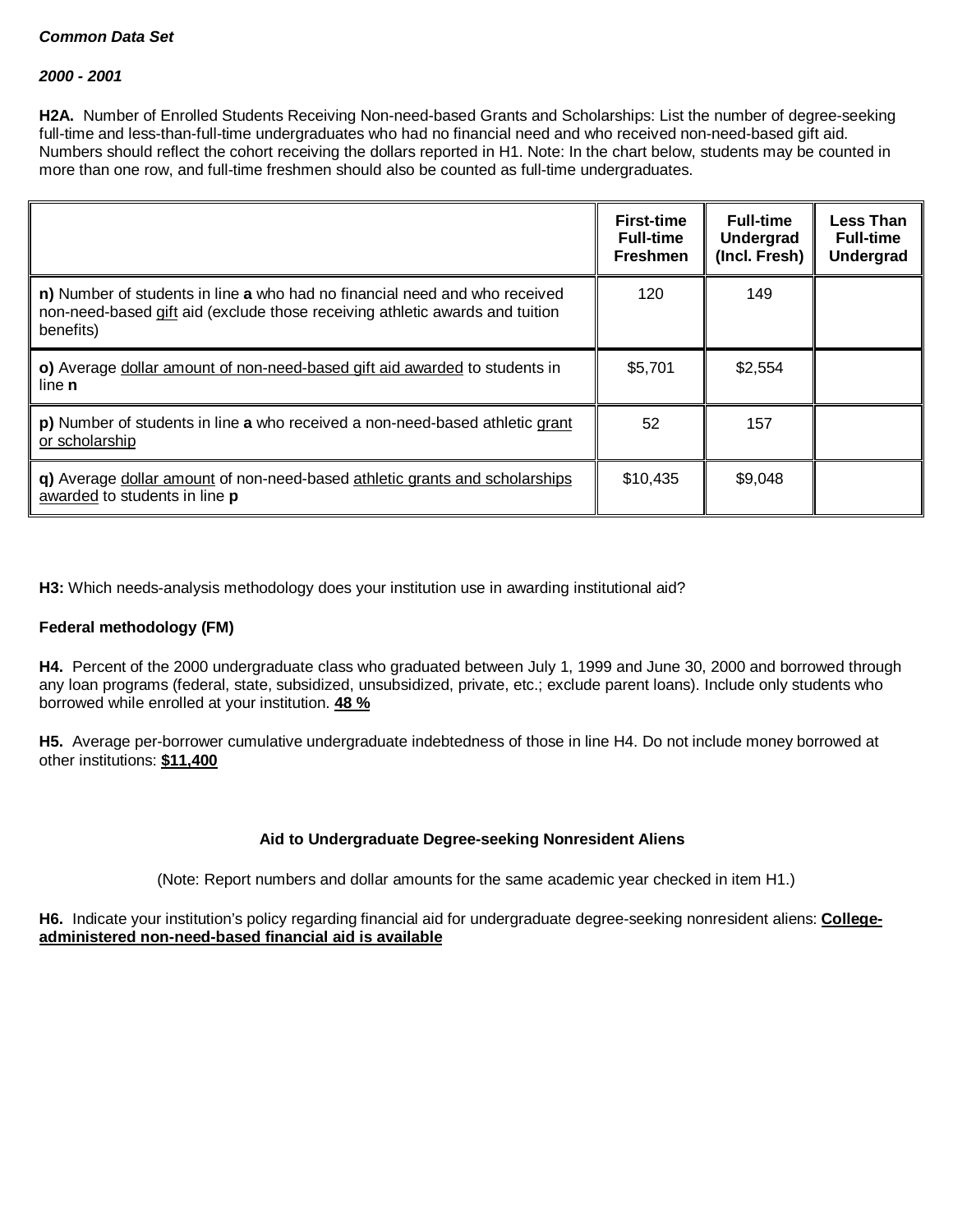***Common Data Set***

***2000 - 2001***

**H2A.** Number of Enrolled Students Receiving Non-need-based Grants and Scholarships: List the number of degree-seeking full-time and less-than-full-time undergraduates who had no financial need and who received non-need-based gift aid. Numbers should reflect the cohort receiving the dollars reported in H1. Note: In the chart below, students may be counted in more than one row, and full-time freshmen should also be counted as full-time undergraduates.

| | First-time Full-time Freshmen | Full-time Undergrad (Incl. Fresh) | Less Than Full-time Undergrad |
|---|---|---|---|
| **n)** Number of students in line **a** who had no financial need and who received non-need-based gift aid (exclude those receiving athletic awards and tuition benefits) | 120 | 149 | |
| **o)** Average dollar amount of non-need-based gift aid awarded to students in line **n** | $5,701 | $2,554 | |
| **p)** Number of students in line **a** who received a non-need-based athletic grant or scholarship | 52 | 157 | |
| **q)** Average dollar amount of non-need-based athletic grants and scholarships awarded to students in line **p** | $10,435 | $9,048 | |

**H3:** Which needs-analysis methodology does your institution use in awarding institutional aid?

**Federal methodology (FM)**

**H4.** Percent of the 2000 undergraduate class who graduated between July 1, 1999 and June 30, 2000 and borrowed through any loan programs (federal, state, subsidized, unsubsidized, private, etc.; exclude parent loans). Include only students who borrowed while enrolled at your institution. **48 %**

**H5.** Average per-borrower cumulative undergraduate indebtedness of those in line H4. Do not include money borrowed at other institutions: **$11,400**

**Aid to Undergraduate Degree-seeking Nonresident Aliens**

(Note: Report numbers and dollar amounts for the same academic year checked in item H1.)

**H6.** Indicate your institution's policy regarding financial aid for undergraduate degree-seeking nonresident aliens: **College-administered non-need-based financial aid is available**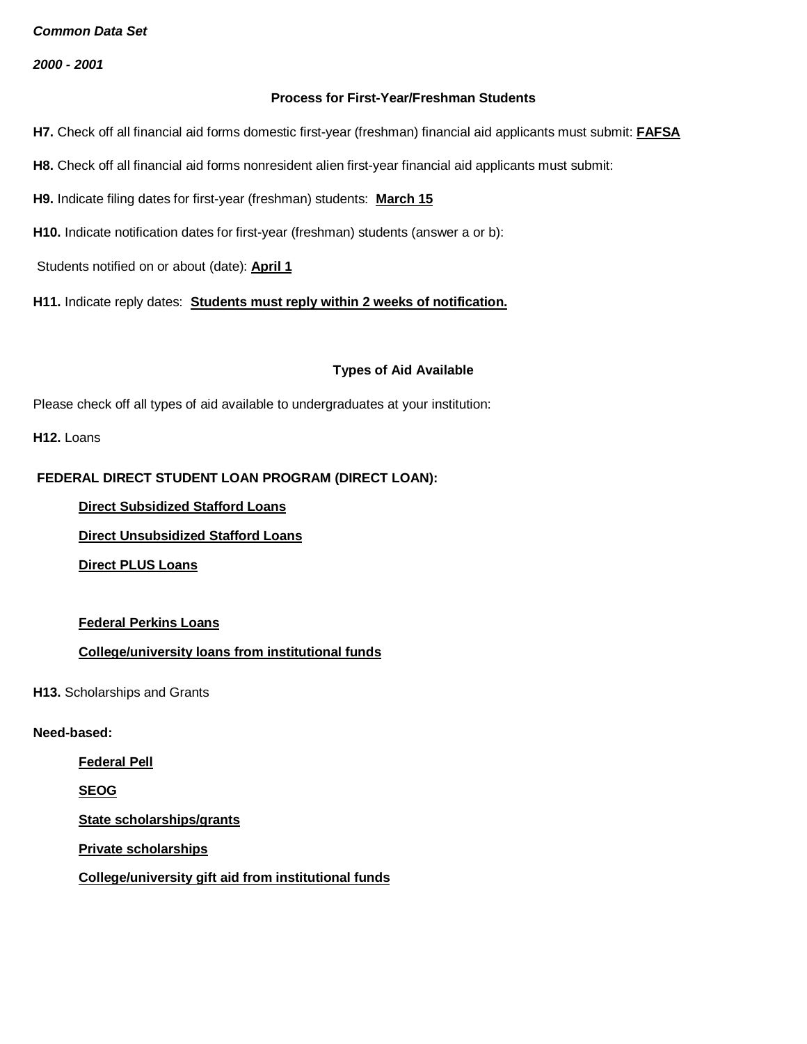*Common Data Set*

*2000 - 2001*

**Process for First-Year/Freshman Students**

**H7.** Check off all financial aid forms domestic first-year (freshman) financial aid applicants must submit: **FAFSA**

**H8.** Check off all financial aid forms nonresident alien first-year financial aid applicants must submit:

**H9.** Indicate filing dates for first-year (freshman) students: **March 15**

**H10.** Indicate notification dates for first-year (freshman) students (answer a or b):

Students notified on or about (date): **April 1**

**H11.** Indicate reply dates: **Students must reply within 2 weeks of notification.**

**Types of Aid Available**

Please check off all types of aid available to undergraduates at your institution:

**H12.** Loans

**FEDERAL DIRECT STUDENT LOAN PROGRAM (DIRECT LOAN):**

- **Direct Subsidized Stafford Loans**
- **Direct Unsubsidized Stafford Loans**
- **Direct PLUS Loans**

- **Federal Perkins Loans**
- **College/university loans from institutional funds**

**H13.** Scholarships and Grants

**Need-based:**

- **Federal Pell**
- **SEOG**
- **State scholarships/grants**
- **Private scholarships**
- **College/university gift aid from institutional funds**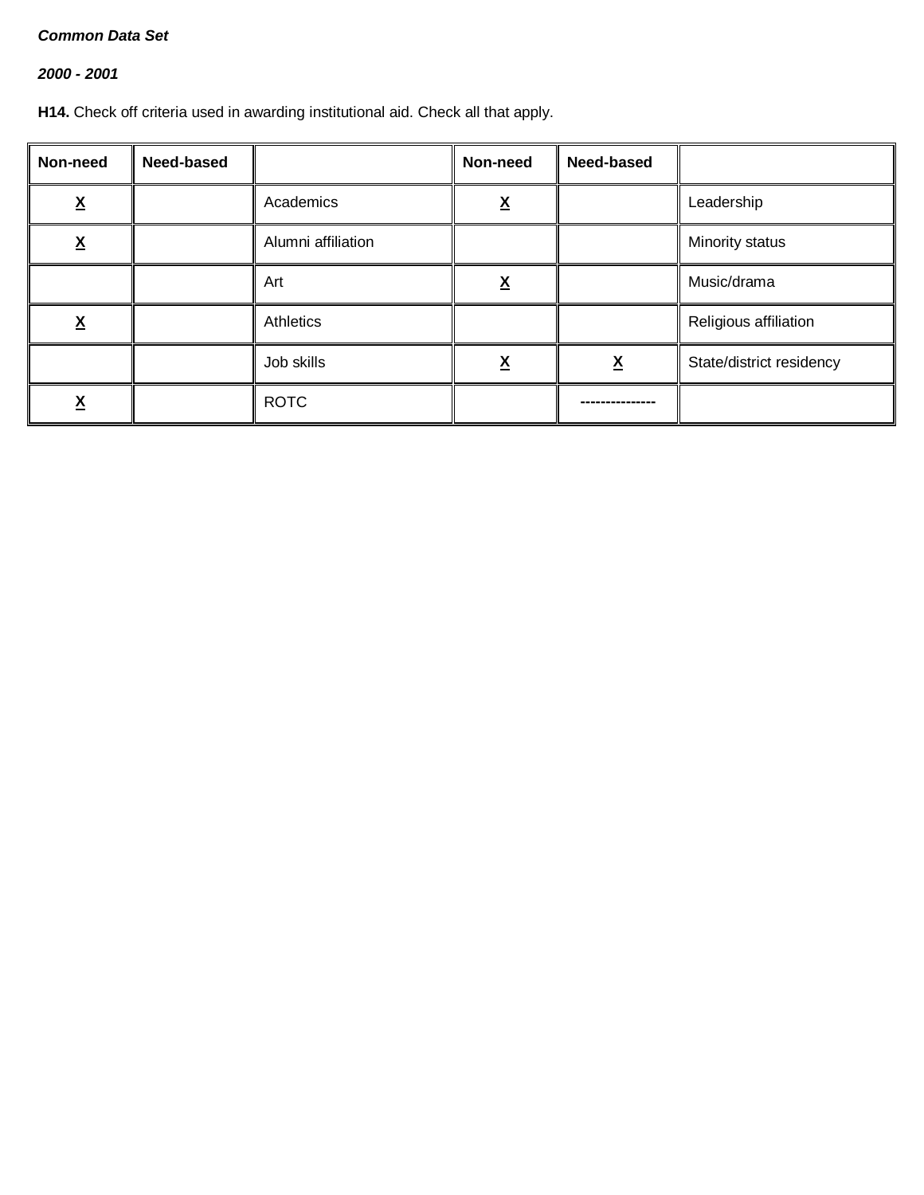***Common Data Set***

***2000 - 2001***

**H14.** Check off criteria used in awarding institutional aid. Check all that apply.

| **Non-need** | **Need-based** | | **Non-need** | **Need-based** | |
|---|---|---|---|---|---|
| **X** | | Academics | **X** | | Leadership |
| **X** | | Alumni affiliation | | | Minority status |
| | | Art | **X** | | Music/drama |
| **X** | | Athletics | | | Religious affiliation |
| | | Job skills | **X** | **X** | State/district residency |
| **X** | | ROTC | | --------------- | |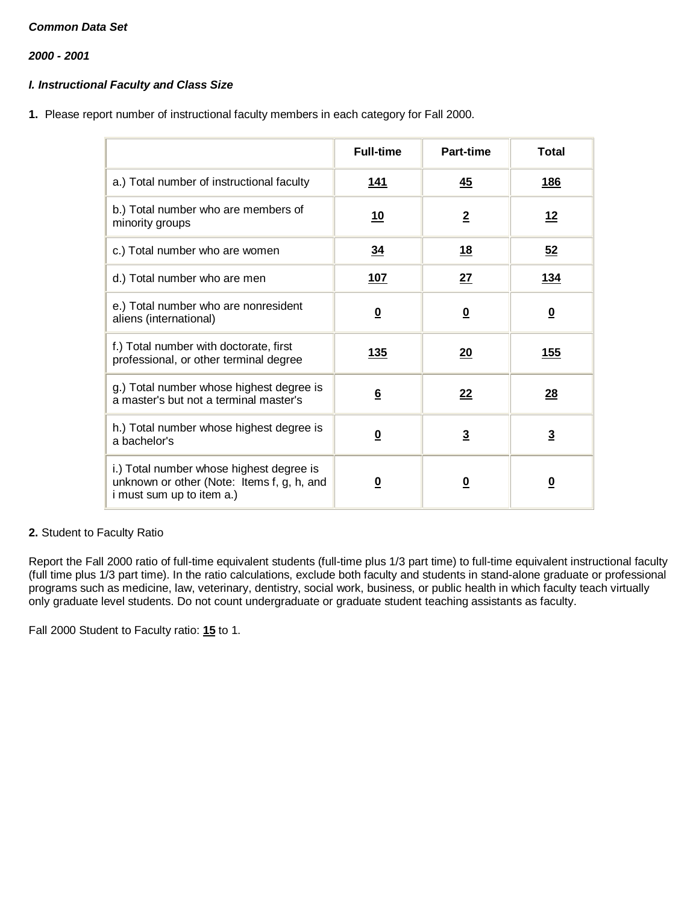***Common Data Set***

***2000 - 2001***

***I. Instructional Faculty and Class Size***

**1.** Please report number of instructional faculty members in each category for Fall 2000.

| | Full-time | Part-time | Total |
|---|---|---|---|
| a.) Total number of instructional faculty | **141** | **45** | **186** |
| b.) Total number who are members of minority groups | **10** | **2** | **12** |
| c.) Total number who are women | **34** | **18** | **52** |
| d.) Total number who are men | **107** | **27** | **134** |
| e.) Total number who are nonresident aliens (international) | **0** | **0** | **0** |
| f.) Total number with doctorate, first professional, or other terminal degree | **135** | **20** | **155** |
| g.) Total number whose highest degree is a master's but not a terminal master's | **6** | **22** | **28** |
| h.) Total number whose highest degree is a bachelor's | **0** | **3** | **3** |
| i.) Total number whose highest degree is unknown or other (Note: Items f, g, h, and i must sum up to item a.) | **0** | **0** | **0** |

**2.** Student to Faculty Ratio

Report the Fall 2000 ratio of full-time equivalent students (full-time plus 1/3 part time) to full-time equivalent instructional faculty (full time plus 1/3 part time). In the ratio calculations, exclude both faculty and students in stand-alone graduate or professional programs such as medicine, law, veterinary, dentistry, social work, business, or public health in which faculty teach virtually only graduate level students. Do not count undergraduate or graduate student teaching assistants as faculty.

Fall 2000 Student to Faculty ratio: **15** to 1.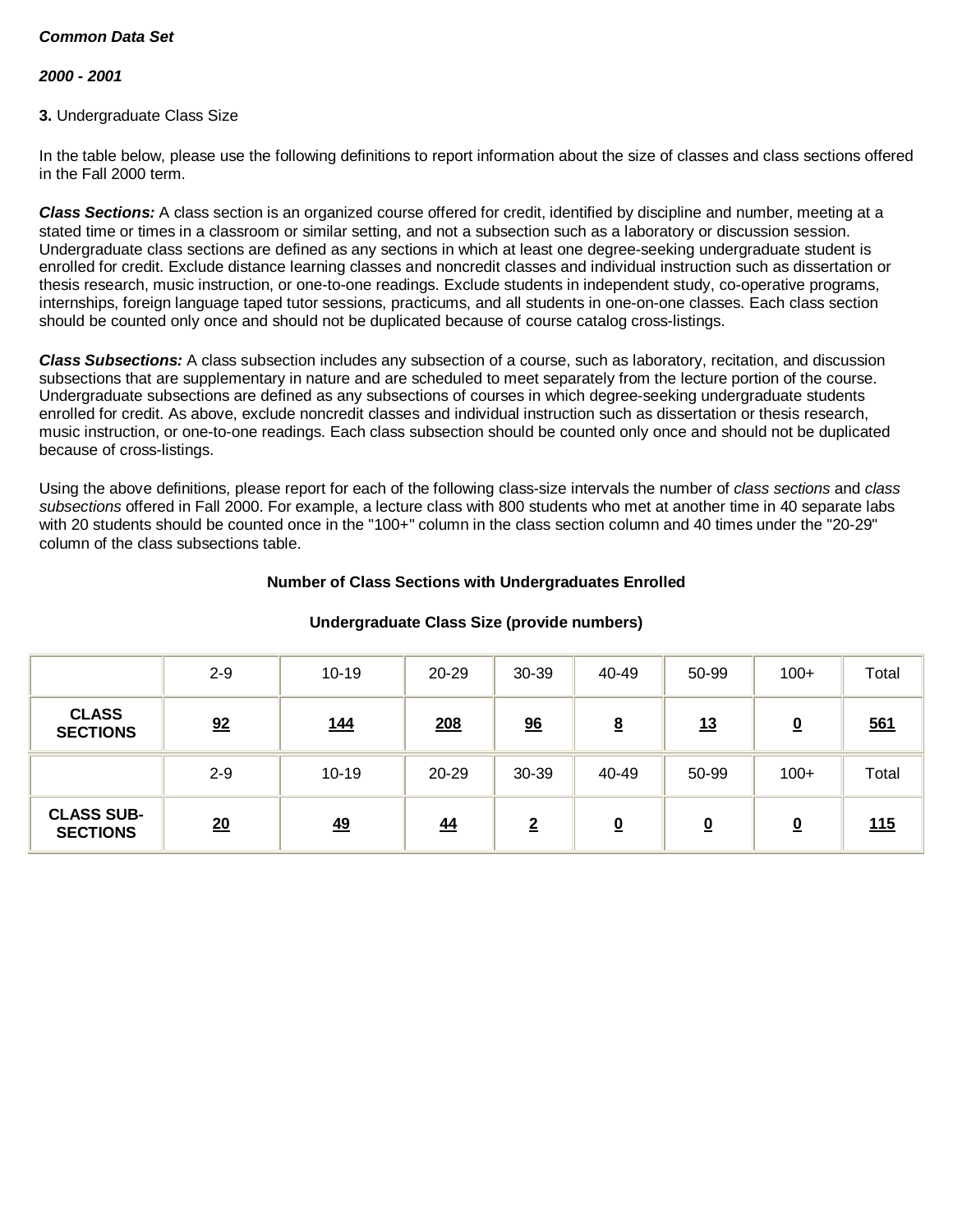***Common Data Set***

***2000 - 2001***

**3.** Undergraduate Class Size

In the table below, please use the following definitions to report information about the size of classes and class sections offered in the Fall 2000 term.

***Class Sections:*** A class section is an organized course offered for credit, identified by discipline and number, meeting at a stated time or times in a classroom or similar setting, and not a subsection such as a laboratory or discussion session. Undergraduate class sections are defined as any sections in which at least one degree-seeking undergraduate student is enrolled for credit. Exclude distance learning classes and noncredit classes and individual instruction such as dissertation or thesis research, music instruction, or one-to-one readings. Exclude students in independent study, co-operative programs, internships, foreign language taped tutor sessions, practicums, and all students in one-on-one classes. Each class section should be counted only once and should not be duplicated because of course catalog cross-listings.

***Class Subsections:*** A class subsection includes any subsection of a course, such as laboratory, recitation, and discussion subsections that are supplementary in nature and are scheduled to meet separately from the lecture portion of the course. Undergraduate subsections are defined as any subsections of courses in which degree-seeking undergraduate students enrolled for credit. As above, exclude noncredit classes and individual instruction such as dissertation or thesis research, music instruction, or one-to-one readings. Each class subsection should be counted only once and should not be duplicated because of cross-listings.

Using the above definitions, please report for each of the following class-size intervals the number of *class sections* and *class subsections* offered in Fall 2000. For example, a lecture class with 800 students who met at another time in 40 separate labs with 20 students should be counted once in the "100+" column in the class section column and 40 times under the "20-29" column of the class subsections table.

**Number of Class Sections with Undergraduates Enrolled**

**Undergraduate Class Size (provide numbers)**

| | 2-9 | 10-19 | 20-29 | 30-39 | 40-49 | 50-99 | 100+ | Total |
|---|---|---|---|---|---|---|---|---|
| **CLASS SECTIONS** | **92** | **144** | **208** | **96** | **8** | **13** | **0** | **561** |
| | 2-9 | 10-19 | 20-29 | 30-39 | 40-49 | 50-99 | 100+ | Total |
| **CLASS SUB-SECTIONS** | **20** | **49** | **44** | **2** | **0** | **0** | **0** | **115** |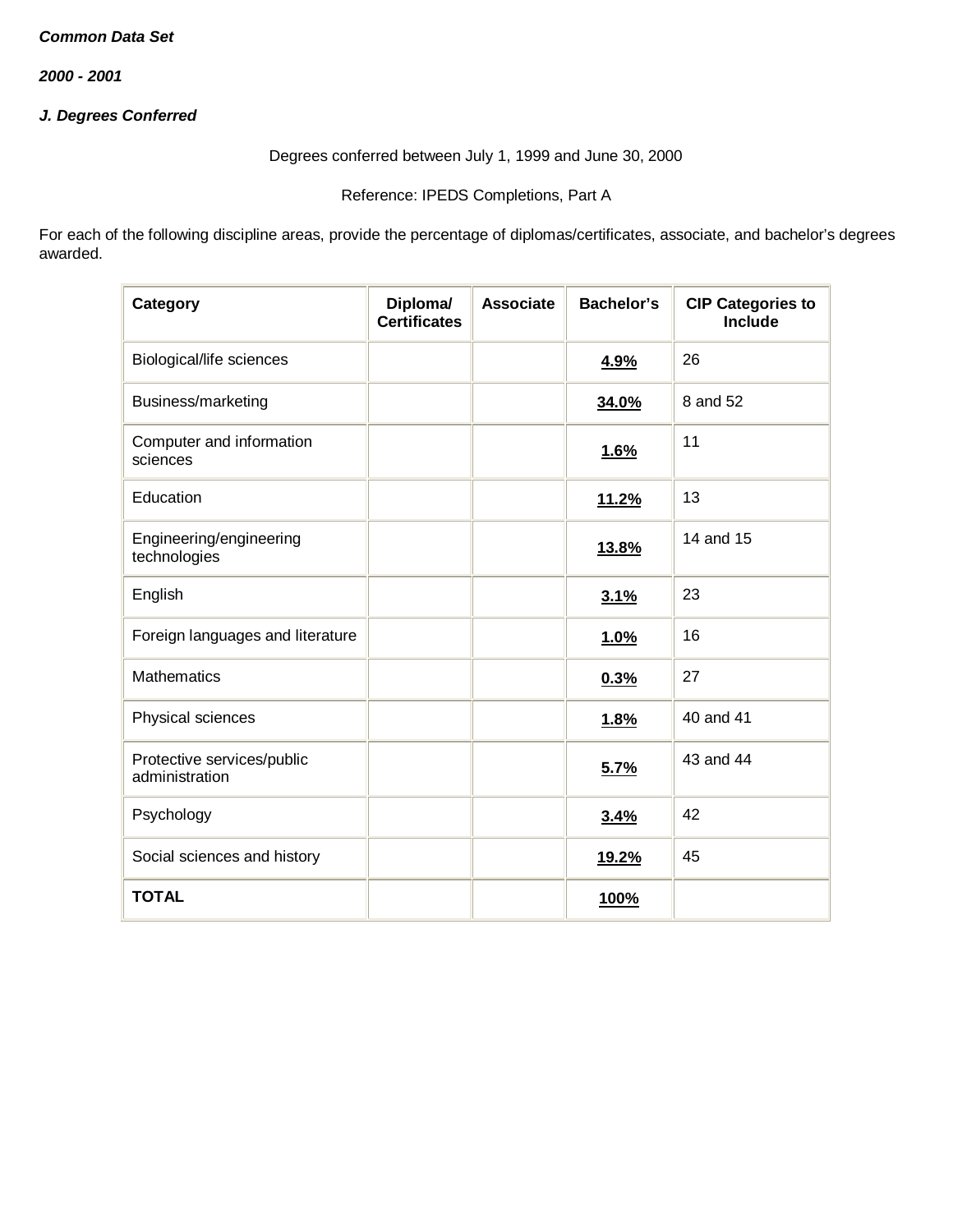***Common Data Set***

***2000 - 2001***

***J. Degrees Conferred***

Degrees conferred between July 1, 1999 and June 30, 2000

Reference: IPEDS Completions, Part A

For each of the following discipline areas, provide the percentage of diplomas/certificates, associate, and bachelor's degrees awarded.

| Category | Diploma/ Certificates | Associate | Bachelor's | CIP Categories to Include |
|---|---|---|---|---|
| Biological/life sciences | | | **4.9%** | 26 |
| Business/marketing | | | **34.0%** | 8 and 52 |
| Computer and information sciences | | | **1.6%** | 11 |
| Education | | | **11.2%** | 13 |
| Engineering/engineering technologies | | | **13.8%** | 14 and 15 |
| English | | | **3.1%** | 23 |
| Foreign languages and literature | | | **1.0%** | 16 |
| Mathematics | | | **0.3%** | 27 |
| Physical sciences | | | **1.8%** | 40 and 41 |
| Protective services/public administration | | | **5.7%** | 43 and 44 |
| Psychology | | | **3.4%** | 42 |
| Social sciences and history | | | **19.2%** | 45 |
| **TOTAL** | | | **100%** | |